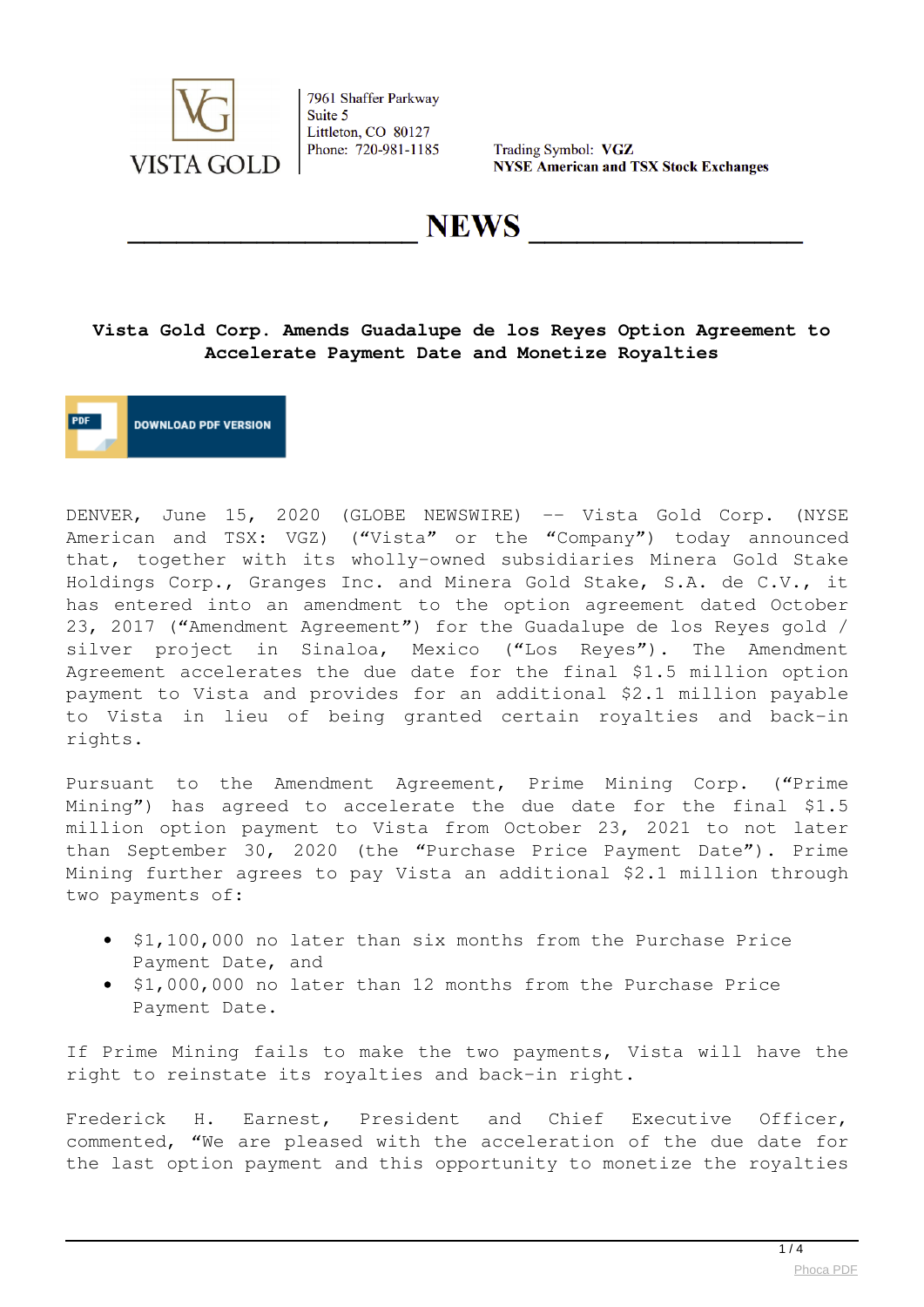VISTA GOLD

7961 Shaffer Parkway
Suite 5
Littleton, CO 80127
Phone: 720-981-1185

Trading Symbol: **VGZ**
**NYSE American and TSX Stock Exchanges**

# NEWS

## Vista Gold Corp. Amends Guadalupe de los Reyes Option Agreement to Accelerate Payment Date and Monetize Royalties

DOWNLOAD PDF VERSION

DENVER, June 15, 2020 (GLOBE NEWSWIRE) -- Vista Gold Corp. (NYSE American and TSX: VGZ) ("Vista" or the "Company") today announced that, together with its wholly-owned subsidiaries Minera Gold Stake Holdings Corp., Granges Inc. and Minera Gold Stake, S.A. de C.V., it has entered into an amendment to the option agreement dated October 23, 2017 ("Amendment Agreement") for the Guadalupe de los Reyes gold / silver project in Sinaloa, Mexico ("Los Reyes"). The Amendment Agreement accelerates the due date for the final $1.5 million option payment to Vista and provides for an additional $2.1 million payable to Vista in lieu of being granted certain royalties and back-in rights.

Pursuant to the Amendment Agreement, Prime Mining Corp. ("Prime Mining") has agreed to accelerate the due date for the final $1.5 million option payment to Vista from October 23, 2021 to not later than September 30, 2020 (the "Purchase Price Payment Date"). Prime Mining further agrees to pay Vista an additional $2.1 million through two payments of:

- $1,100,000 no later than six months from the Purchase Price Payment Date, and
- $1,000,000 no later than 12 months from the Purchase Price Payment Date.

If Prime Mining fails to make the two payments, Vista will have the right to reinstate its royalties and back-in right.

Frederick H. Earnest, President and Chief Executive Officer, commented, "We are pleased with the acceleration of the due date for the last option payment and this opportunity to monetize the royalties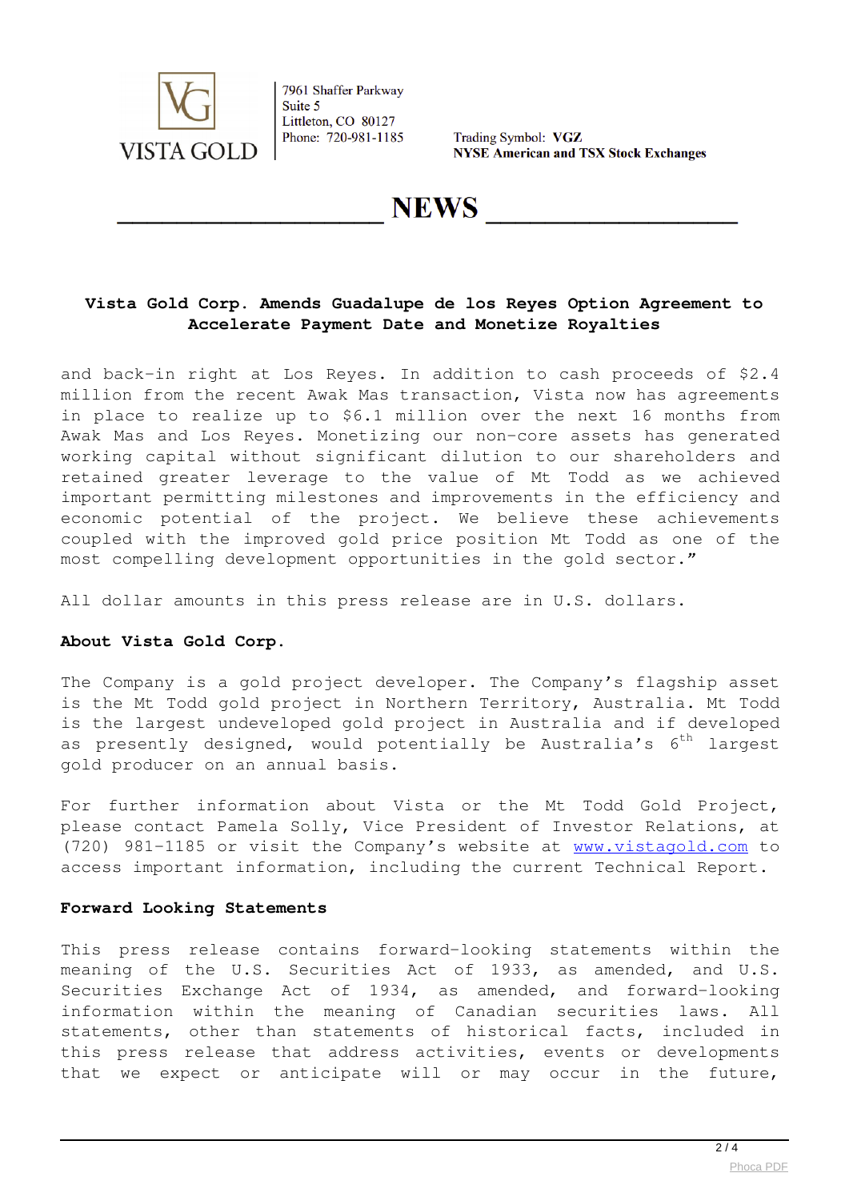**Vista Gold Corp. Amends Guadalupe de los Reyes Option Agreement to Accelerate Payment Date and Monetize Royalties**

and back-in right at Los Reyes. In addition to cash proceeds of $2.4 million from the recent Awak Mas transaction, Vista now has agreements in place to realize up to $6.1 million over the next 16 months from Awak Mas and Los Reyes. Monetizing our non-core assets has generated working capital without significant dilution to our shareholders and retained greater leverage to the value of Mt Todd as we achieved important permitting milestones and improvements in the efficiency and economic potential of the project. We believe these achievements coupled with the improved gold price position Mt Todd as one of the most compelling development opportunities in the gold sector."

All dollar amounts in this press release are in U.S. dollars.

**About Vista Gold Corp.**

The Company is a gold project developer. The Company's flagship asset is the Mt Todd gold project in Northern Territory, Australia. Mt Todd is the largest undeveloped gold project in Australia and if developed as presently designed, would potentially be Australia's 6th largest gold producer on an annual basis.

For further information about Vista or the Mt Todd Gold Project, please contact Pamela Solly, Vice President of Investor Relations, at (720) 981-1185 or visit the Company's website at www.vistagold.com to access important information, including the current Technical Report.

**Forward Looking Statements**

This press release contains forward-looking statements within the meaning of the U.S. Securities Act of 1933, as amended, and U.S. Securities Exchange Act of 1934, as amended, and forward-looking information within the meaning of Canadian securities laws. All statements, other than statements of historical facts, included in this press release that address activities, events or developments that we expect or anticipate will or may occur in the future,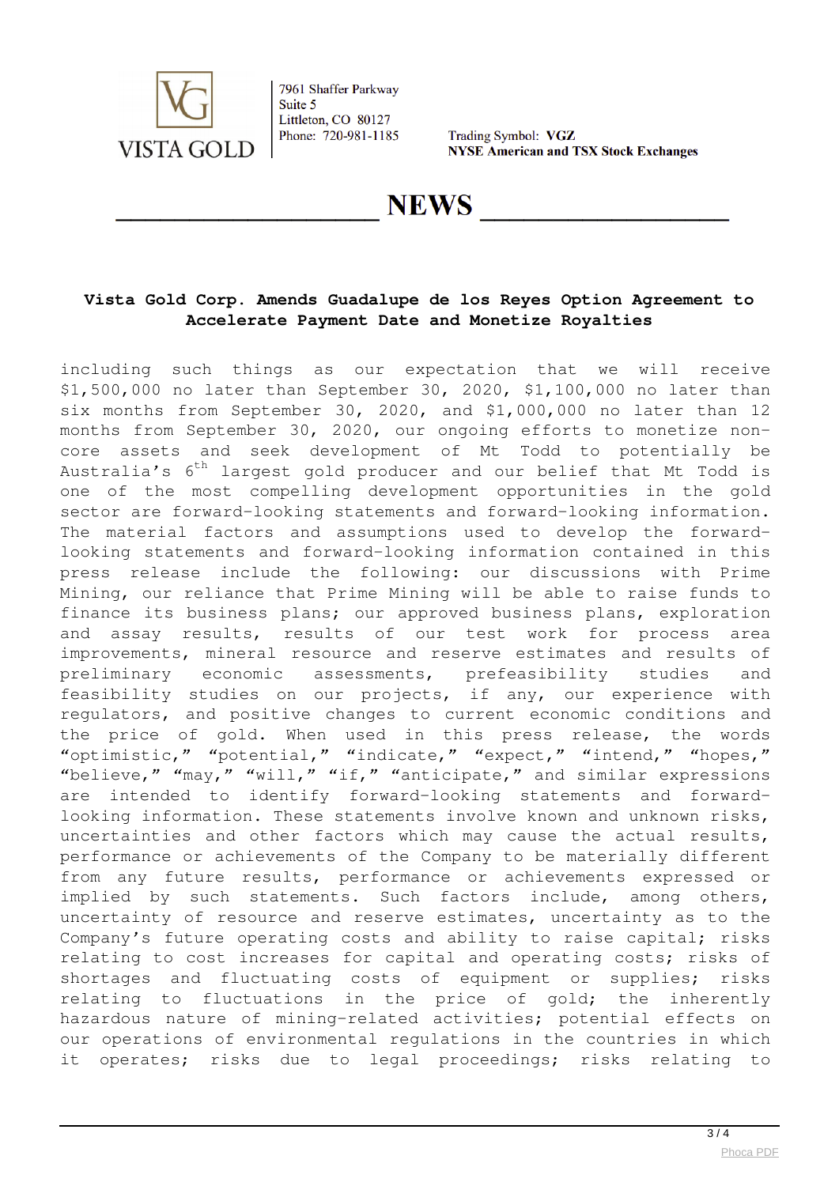# Vista Gold Corp. Amends Guadalupe de los Reyes Option Agreement to Accelerate Payment Date and Monetize Royalties

including such things as our expectation that we will receive \$1,500,000 no later than September 30, 2020, \$1,100,000 no later than six months from September 30, 2020, and \$1,000,000 no later than 12 months from September 30, 2020, our ongoing efforts to monetize non-core assets and seek development of Mt Todd to potentially be Australia's 6th largest gold producer and our belief that Mt Todd is one of the most compelling development opportunities in the gold sector are forward-looking statements and forward-looking information. The material factors and assumptions used to develop the forward-looking statements and forward-looking information contained in this press release include the following: our discussions with Prime Mining, our reliance that Prime Mining will be able to raise funds to finance its business plans; our approved business plans, exploration and assay results, results of our test work for process area improvements, mineral resource and reserve estimates and results of preliminary economic assessments, prefeasibility studies and feasibility studies on our projects, if any, our experience with regulators, and positive changes to current economic conditions and the price of gold. When used in this press release, the words "optimistic," "potential," "indicate," "expect," "intend," "hopes," "believe," "may," "will," "if," "anticipate," and similar expressions are intended to identify forward-looking statements and forward-looking information. These statements involve known and unknown risks, uncertainties and other factors which may cause the actual results, performance or achievements of the Company to be materially different from any future results, performance or achievements expressed or implied by such statements. Such factors include, among others, uncertainty of resource and reserve estimates, uncertainty as to the Company's future operating costs and ability to raise capital; risks relating to cost increases for capital and operating costs; risks of shortages and fluctuating costs of equipment or supplies; risks relating to fluctuations in the price of gold; the inherently hazardous nature of mining-related activities; potential effects on our operations of environmental regulations in the countries in which it operates; risks due to legal proceedings; risks relating to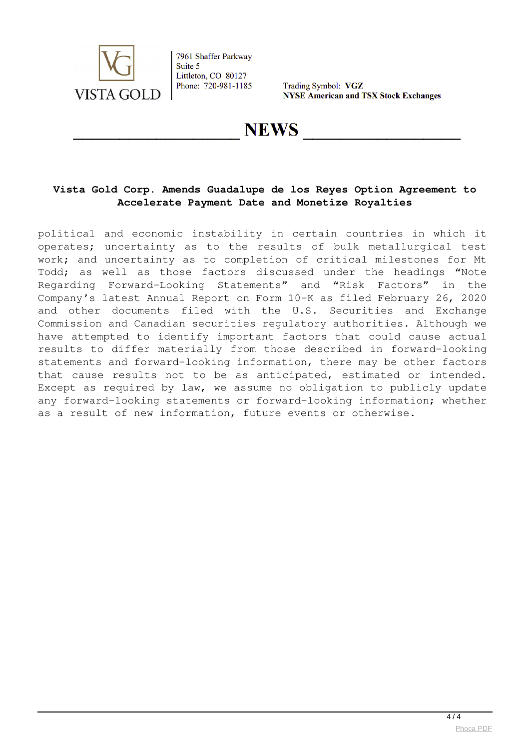political and economic instability in certain countries in which it operates; uncertainty as to the results of bulk metallurgical test work; and uncertainty as to completion of critical milestones for Mt Todd; as well as those factors discussed under the headings "Note Regarding Forward-Looking Statements" and "Risk Factors" in the Company's latest Annual Report on Form 10-K as filed February 26, 2020 and other documents filed with the U.S. Securities and Exchange Commission and Canadian securities regulatory authorities. Although we have attempted to identify important factors that could cause actual results to differ materially from those described in forward-looking statements and forward-looking information, there may be other factors that cause results not to be as anticipated, estimated or intended. Except as required by law, we assume no obligation to publicly update any forward-looking statements or forward-looking information; whether as a result of new information, future events or otherwise.